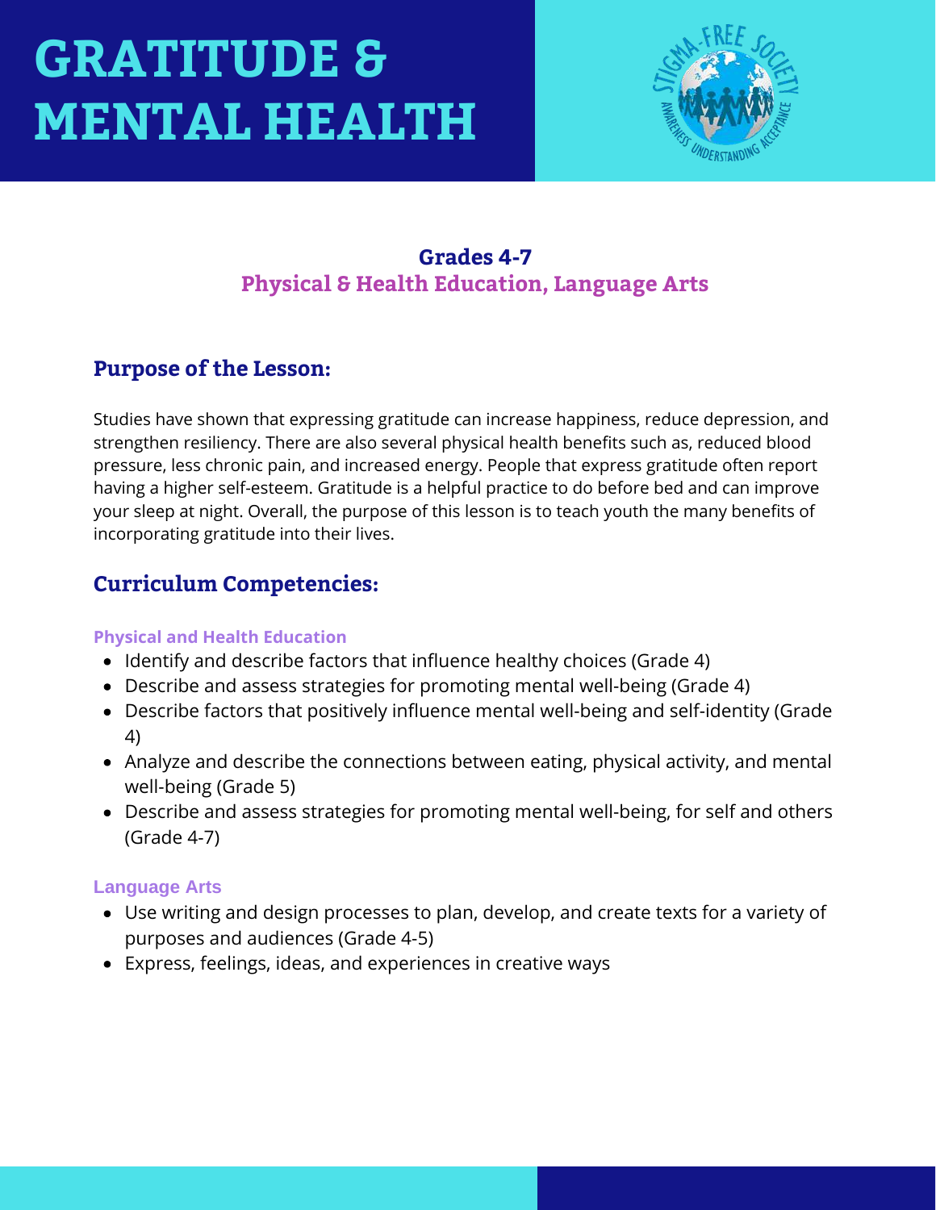# GRATITUDE & MENTAL HEALTH

**Grades 4-7**
**Physical & Health Education, Language Arts**

## Purpose of the Lesson:

Studies have shown that expressing gratitude can increase happiness, reduce depression, and strengthen resiliency. There are also several physical health benefits such as, reduced blood pressure, less chronic pain, and increased energy. People that express gratitude often report having a higher self-esteem. Gratitude is a helpful practice to do before bed and can improve your sleep at night. Overall, the purpose of this lesson is to teach youth the many benefits of incorporating gratitude into their lives.

## Curriculum Competencies:

### Physical and Health Education

- Identify and describe factors that influence healthy choices (Grade 4)
- Describe and assess strategies for promoting mental well-being (Grade 4)
- Describe factors that positively influence mental well-being and self-identity (Grade 4)
- Analyze and describe the connections between eating, physical activity, and mental well-being (Grade 5)
- Describe and assess strategies for promoting mental well-being, for self and others (Grade 4-7)

### Language Arts

- Use writing and design processes to plan, develop, and create texts for a variety of purposes and audiences (Grade 4-5)
- Express, feelings, ideas, and experiences in creative ways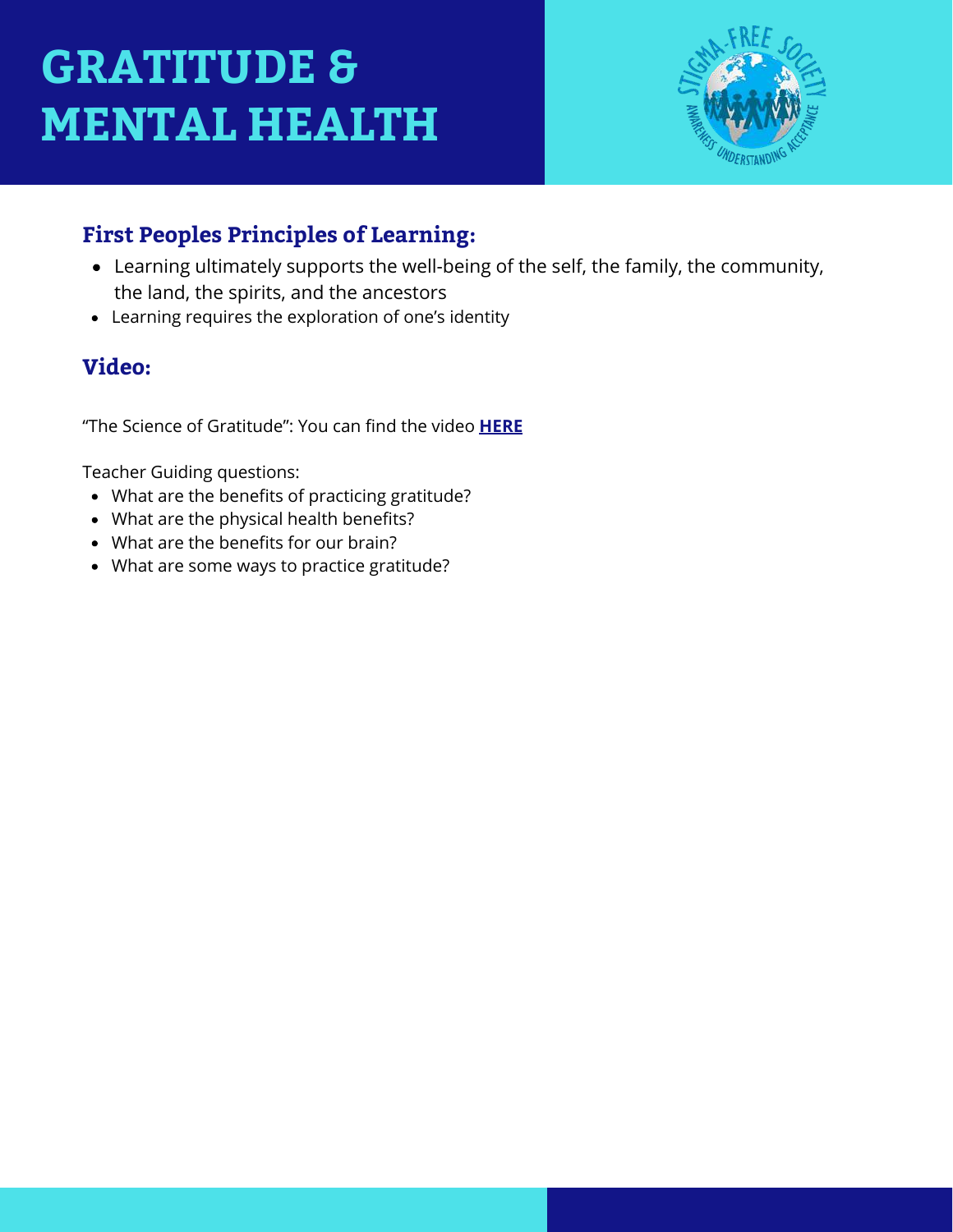# GRATITUDE & MENTAL HEALTH

## First Peoples Principles of Learning:

- Learning ultimately supports the well-being of the self, the family, the community, the land, the spirits, and the ancestors
- Learning requires the exploration of one's identity

## Video:

"The Science of Gratitude": You can find the video **HERE**

Teacher Guiding questions:

- What are the benefits of practicing gratitude?
- What are the physical health benefits?
- What are the benefits for our brain?
- What are some ways to practice gratitude?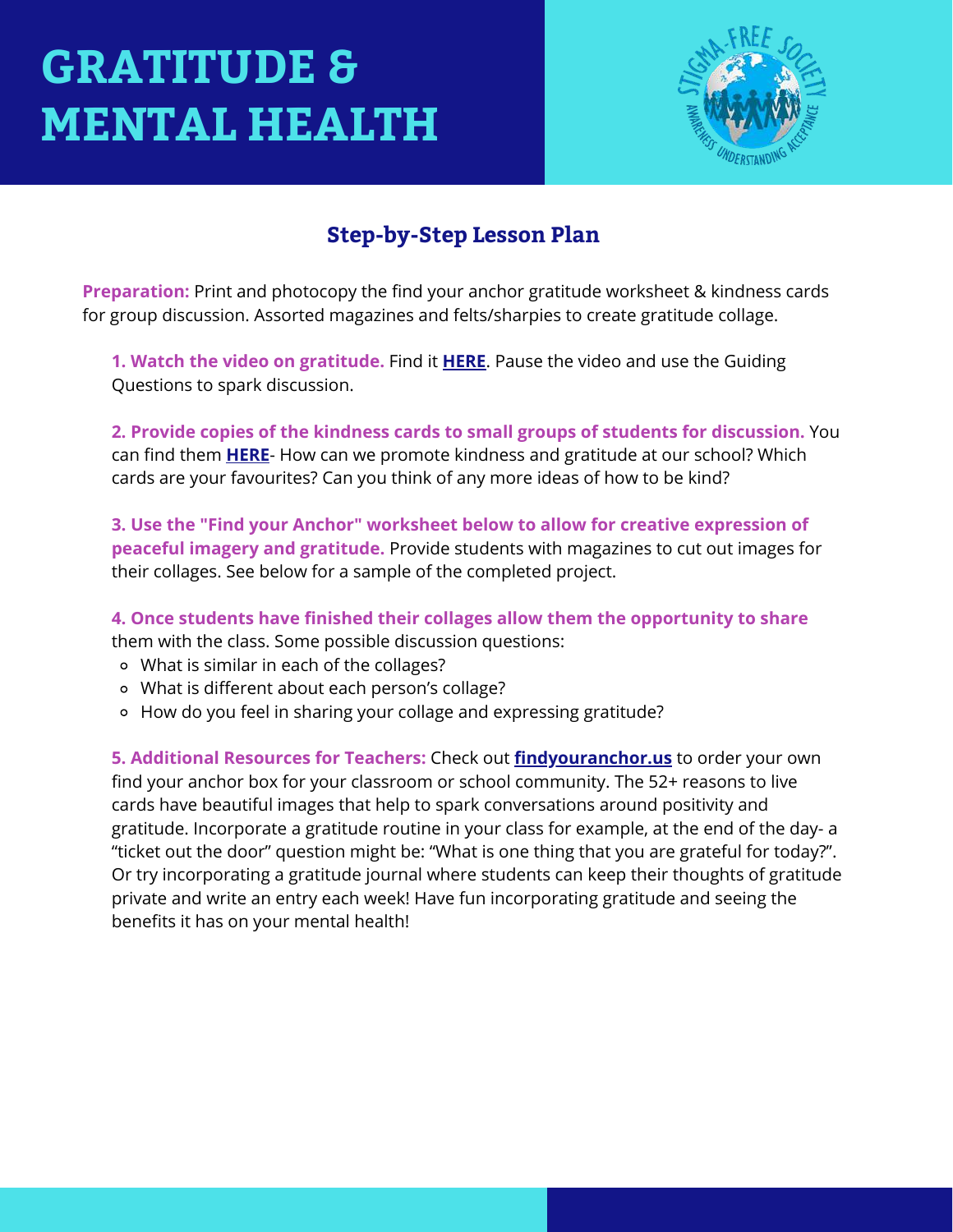# GRATITUDE & MENTAL HEALTH

## Step-by-Step Lesson Plan

**Preparation:** Print and photocopy the find your anchor gratitude worksheet & kindness cards for group discussion. Assorted magazines and felts/sharpies to create gratitude collage.

**1. Watch the video on gratitude.** Find it **HERE**. Pause the video and use the Guiding Questions to spark discussion.

**2. Provide copies of the kindness cards to small groups of students for discussion.** You can find them **HERE**- How can we promote kindness and gratitude at our school? Which cards are your favourites? Can you think of any more ideas of how to be kind?

**3. Use the "Find your Anchor" worksheet below to allow for creative expression of peaceful imagery and gratitude.** Provide students with magazines to cut out images for their collages. See below for a sample of the completed project.

**4. Once students have finished their collages allow them the opportunity to share** them with the class. Some possible discussion questions:

- What is similar in each of the collages?
- What is different about each person's collage?
- How do you feel in sharing your collage and expressing gratitude?

**5. Additional Resources for Teachers:** Check out **findyouranchor.us** to order your own find your anchor box for your classroom or school community. The 52+ reasons to live cards have beautiful images that help to spark conversations around positivity and gratitude. Incorporate a gratitude routine in your class for example, at the end of the day- a "ticket out the door" question might be: "What is one thing that you are grateful for today?". Or try incorporating a gratitude journal where students can keep their thoughts of gratitude private and write an entry each week! Have fun incorporating gratitude and seeing the benefits it has on your mental health!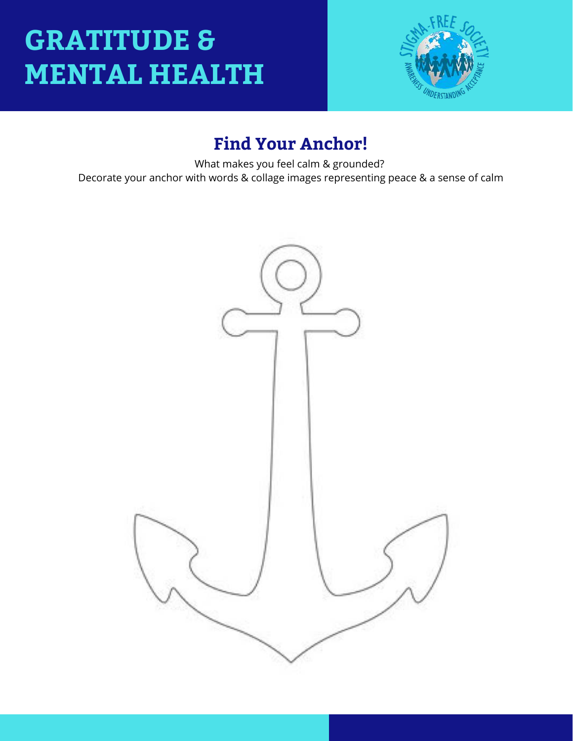# GRATITUDE & MENTAL HEALTH

## Find Your Anchor!

What makes you feel calm & grounded?
Decorate your anchor with words & collage images representing peace & a sense of calm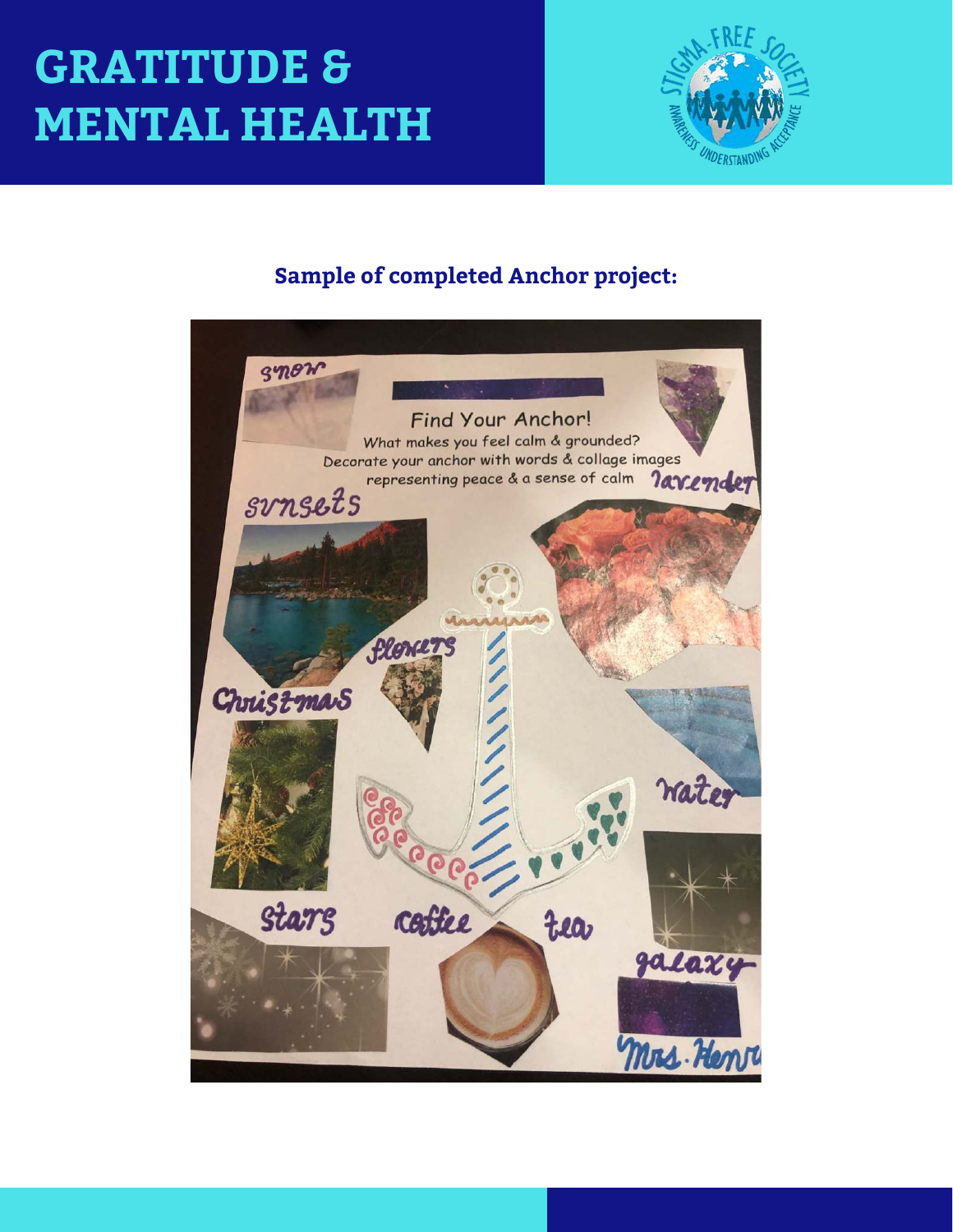# GRATITUDE & MENTAL HEALTH

## Sample of completed Anchor project:

Find Your Anchor!

What makes you feel calm & grounded?

Decorate your anchor with words & collage images representing peace & a sense of calm

snow

lavender

sunsets

flowers

Christmas

water

stars

coffee

tea

galaxy

Mrs. Henr